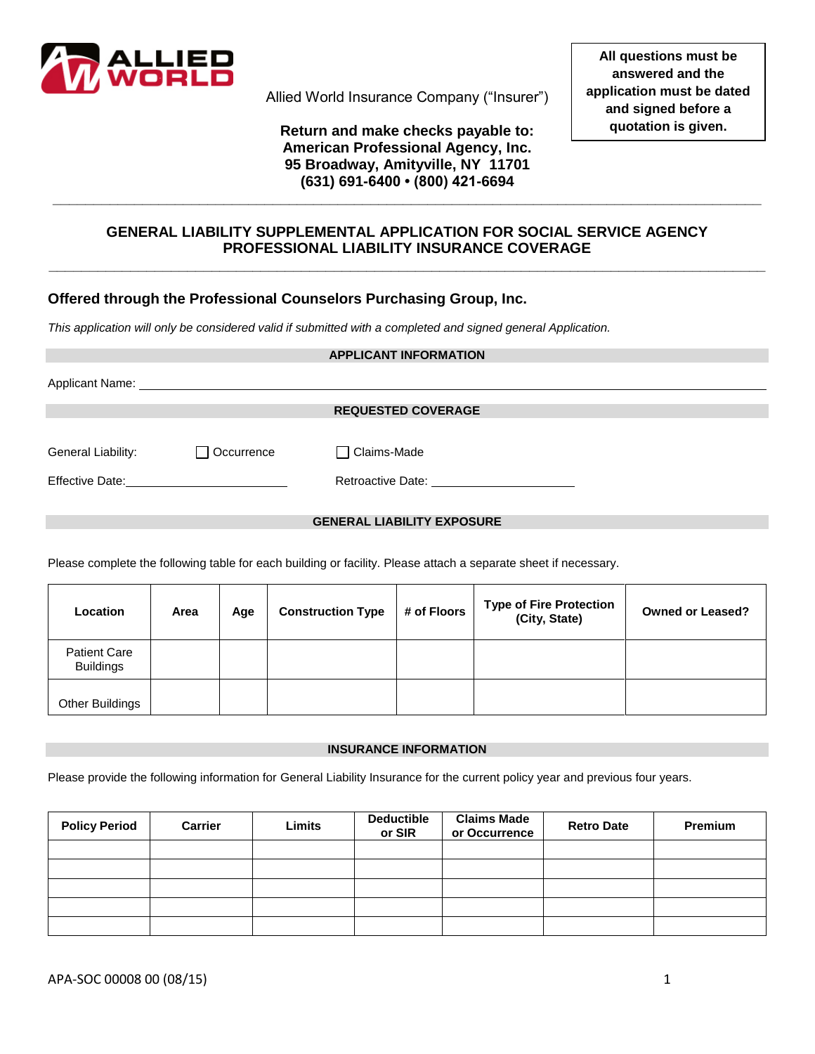ALLIED WORLD

Allied World Insurance Company ("Insurer")

**Return and make checks payable to:**
**American Professional Agency, Inc.**
**95 Broadway, Amityville, NY 11701**
**(631) 691-6400 • (800) 421-6694**

**All questions must be answered and the application must be dated and signed before a quotation is given.**

# GENERAL LIABILITY SUPPLEMENTAL APPLICATION FOR SOCIAL SERVICE AGENCY PROFESSIONAL LIABILITY INSURANCE COVERAGE

## Offered through the Professional Counselors Purchasing Group, Inc.

*This application will only be considered valid if submitted with a completed and signed general Application.*

### APPLICANT INFORMATION

Applicant Name: ______________________________

### REQUESTED COVERAGE

General Liability: ☐ Occurrence ☐ Claims-Made

Effective Date: ____________________ Retroactive Date: ____________________

### GENERAL LIABILITY EXPOSURE

Please complete the following table for each building or facility. Please attach a separate sheet if necessary.

| Location | Area | Age | Construction Type | # of Floors | Type of Fire Protection (City, State) | Owned or Leased? |
|---|---|---|---|---|---|---|
| Patient Care Buildings | | | | | | |
| Other Buildings | | | | | | |

### INSURANCE INFORMATION

Please provide the following information for General Liability Insurance for the current policy year and previous four years.

| Policy Period | Carrier | Limits | Deductible or SIR | Claims Made or Occurrence | Retro Date | Premium |
|---|---|---|---|---|---|---|
| | | | | | | |
| | | | | | | |
| | | | | | | |
| | | | | | | |
| | | | | | | |

APA-SOC 00008 00 (08/15)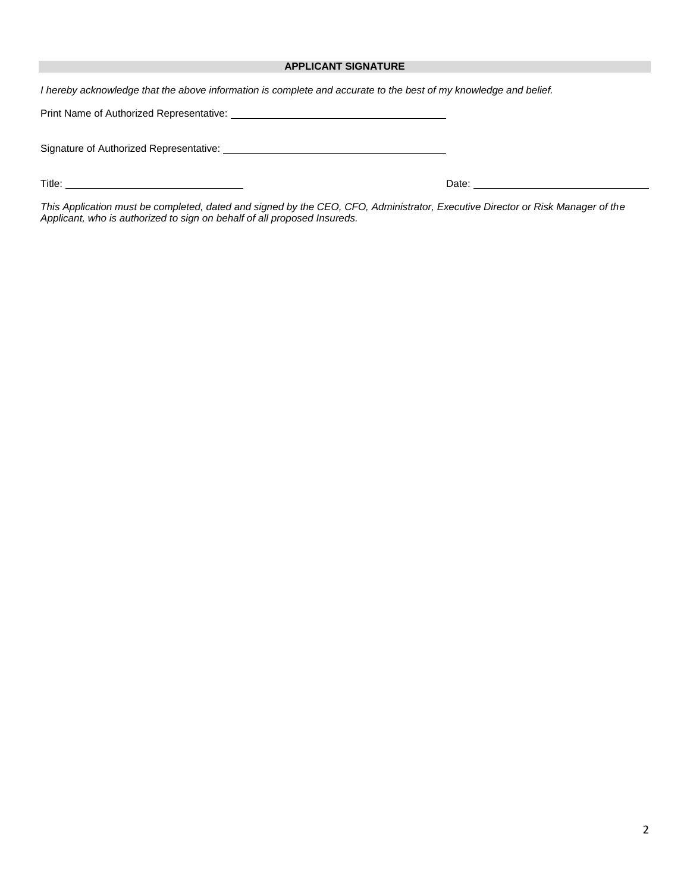## APPLICANT SIGNATURE

*I hereby acknowledge that the above information is complete and accurate to the best of my knowledge and belief.*

Print Name of Authorized Representative: ______________________________________

Signature of Authorized Representative: ______________________________________

Title: ______________________________ Date: ______________________________

*This Application must be completed, dated and signed by the CEO, CFO, Administrator, Executive Director or Risk Manager of the Applicant, who is authorized to sign on behalf of all proposed Insureds.*